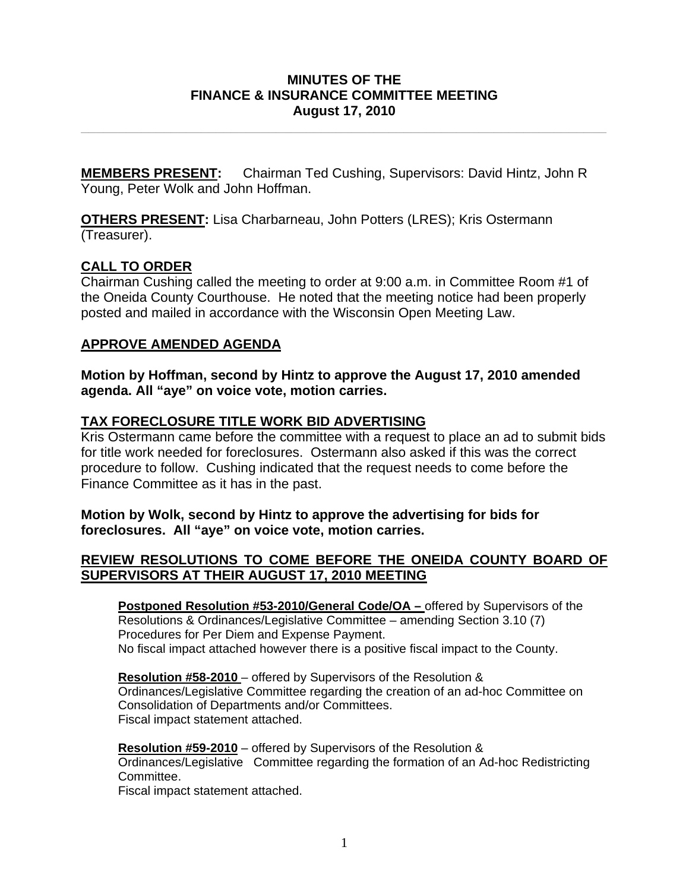# MINUTES OF THE FINANCE & INSURANCE COMMITTEE MEETING
## August 17, 2010

---

**MEMBERS PRESENT:** Chairman Ted Cushing, Supervisors: David Hintz, John R Young, Peter Wolk and John Hoffman.

**OTHERS PRESENT:** Lisa Charbarneau, John Potters (LRES); Kris Ostermann (Treasurer).

## CALL TO ORDER

Chairman Cushing called the meeting to order at 9:00 a.m. in Committee Room #1 of the Oneida County Courthouse. He noted that the meeting notice had been properly posted and mailed in accordance with the Wisconsin Open Meeting Law.

## APPROVE AMENDED AGENDA

**Motion by Hoffman, second by Hintz to approve the August 17, 2010 amended agenda. All "aye" on voice vote, motion carries.**

## TAX FORECLOSURE TITLE WORK BID ADVERTISING

Kris Ostermann came before the committee with a request to place an ad to submit bids for title work needed for foreclosures. Ostermann also asked if this was the correct procedure to follow. Cushing indicated that the request needs to come before the Finance Committee as it has in the past.

**Motion by Wolk, second by Hintz to approve the advertising for bids for foreclosures. All "aye" on voice vote, motion carries.**

## REVIEW RESOLUTIONS TO COME BEFORE THE ONEIDA COUNTY BOARD OF SUPERVISORS AT THEIR AUGUST 17, 2010 MEETING

**Postponed Resolution #53-2010/General Code/OA –** offered by Supervisors of the Resolutions & Ordinances/Legislative Committee – amending Section 3.10 (7) Procedures for Per Diem and Expense Payment.
No fiscal impact attached however there is a positive fiscal impact to the County.

**Resolution #58-2010** – offered by Supervisors of the Resolution & Ordinances/Legislative Committee regarding the creation of an ad-hoc Committee on Consolidation of Departments and/or Committees.
Fiscal impact statement attached.

**Resolution #59-2010** – offered by Supervisors of the Resolution & Ordinances/Legislative Committee regarding the formation of an Ad-hoc Redistricting Committee.
Fiscal impact statement attached.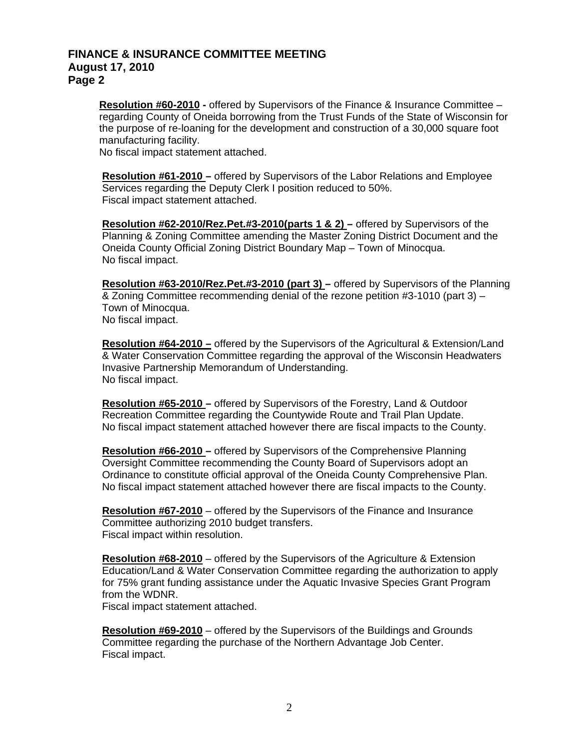**Resolution #60-2010 -** offered by Supervisors of the Finance & Insurance Committee – regarding County of Oneida borrowing from the Trust Funds of the State of Wisconsin for the purpose of re-loaning for the development and construction of a 30,000 square foot manufacturing facility.
No fiscal impact statement attached.

**Resolution #61-2010 –** offered by Supervisors of the Labor Relations and Employee Services regarding the Deputy Clerk I position reduced to 50%.
Fiscal impact statement attached.

**Resolution #62-2010/Rez.Pet.#3-2010(parts 1 & 2) –** offered by Supervisors of the Planning & Zoning Committee amending the Master Zoning District Document and the Oneida County Official Zoning District Boundary Map – Town of Minocqua.
No fiscal impact.

**Resolution #63-2010/Rez.Pet.#3-2010 (part 3) –** offered by Supervisors of the Planning & Zoning Committee recommending denial of the rezone petition #3-1010 (part 3) – Town of Minocqua.
No fiscal impact.

**Resolution #64-2010 –** offered by the Supervisors of the Agricultural & Extension/Land & Water Conservation Committee regarding the approval of the Wisconsin Headwaters Invasive Partnership Memorandum of Understanding.
No fiscal impact.

**Resolution #65-2010 –** offered by Supervisors of the Forestry, Land & Outdoor Recreation Committee regarding the Countywide Route and Trail Plan Update.
No fiscal impact statement attached however there are fiscal impacts to the County.

**Resolution #66-2010 –** offered by Supervisors of the Comprehensive Planning Oversight Committee recommending the County Board of Supervisors adopt an Ordinance to constitute official approval of the Oneida County Comprehensive Plan.
No fiscal impact statement attached however there are fiscal impacts to the County.

**Resolution #67-2010** – offered by the Supervisors of the Finance and Insurance Committee authorizing 2010 budget transfers.
Fiscal impact within resolution.

**Resolution #68-2010** – offered by the Supervisors of the Agriculture & Extension Education/Land & Water Conservation Committee regarding the authorization to apply for 75% grant funding assistance under the Aquatic Invasive Species Grant Program from the WDNR.
Fiscal impact statement attached.

**Resolution #69-2010** – offered by the Supervisors of the Buildings and Grounds Committee regarding the purchase of the Northern Advantage Job Center.
Fiscal impact.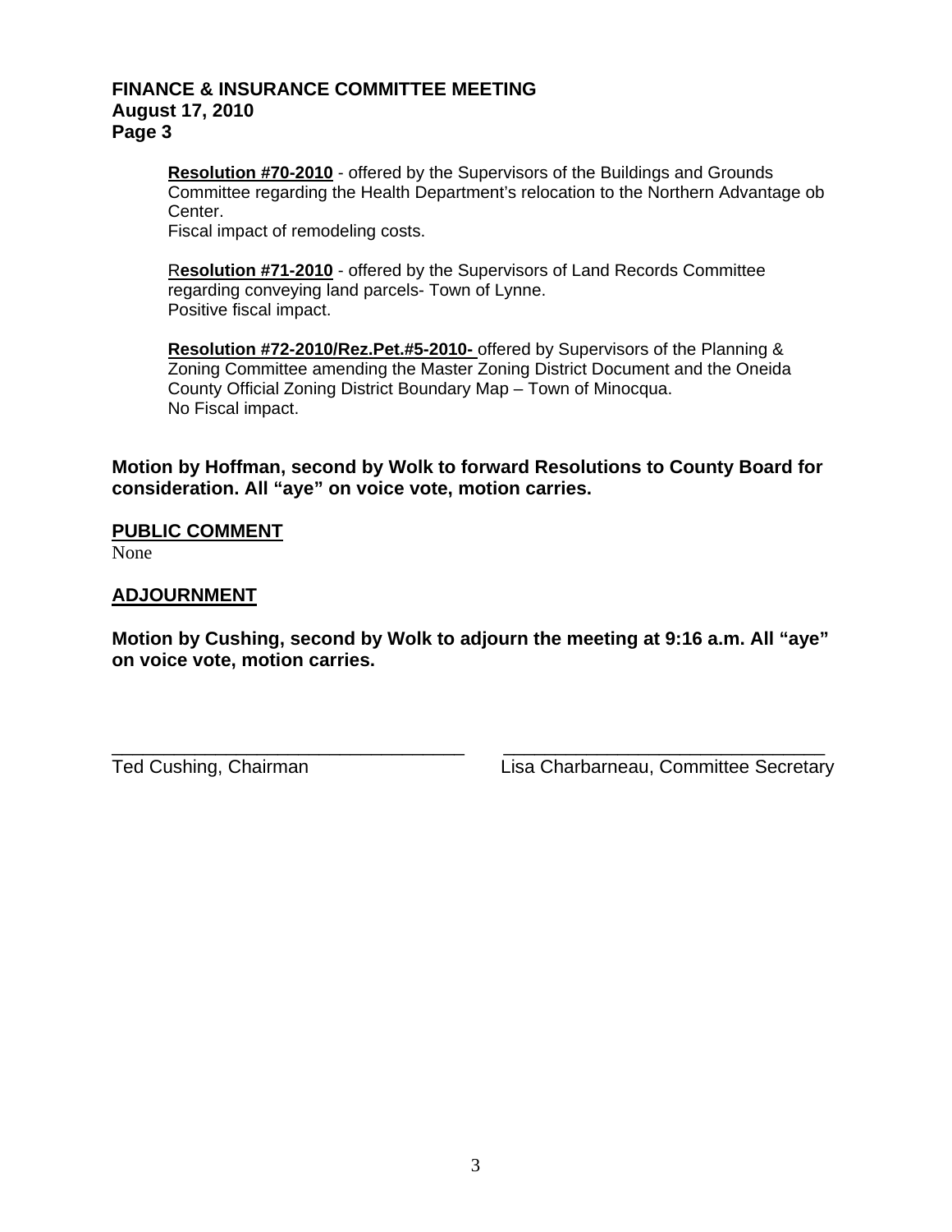**Resolution #70-2010** - offered by the Supervisors of the Buildings and Grounds Committee regarding the Health Department's relocation to the Northern Advantage ob Center.
Fiscal impact of remodeling costs.

R**esolution #71-2010** - offered by the Supervisors of Land Records Committee regarding conveying land parcels- Town of Lynne.
Positive fiscal impact.

**Resolution #72-2010/Rez.Pet.#5-2010-** offered by Supervisors of the Planning & Zoning Committee amending the Master Zoning District Document and the Oneida County Official Zoning District Boundary Map – Town of Minocqua.
No Fiscal impact.

**Motion by Hoffman, second by Wolk to forward Resolutions to County Board for consideration. All "aye" on voice vote, motion carries.**

## PUBLIC COMMENT

None

## ADJOURNMENT

**Motion by Cushing, second by Wolk to adjourn the meeting at 9:16 a.m. All "aye" on voice vote, motion carries.**

\_\_\_\_\_\_\_\_\_\_\_\_\_\_\_\_\_\_\_\_\_\_\_\_\_\_\_\_\_\_\_\_\_\_\_\_ \_\_\_\_\_\_\_\_\_\_\_\_\_\_\_\_\_\_\_\_\_\_\_\_\_\_\_\_\_\_\_\_\_\_
Ted Cushing, Chairman Lisa Charbarneau, Committee Secretary